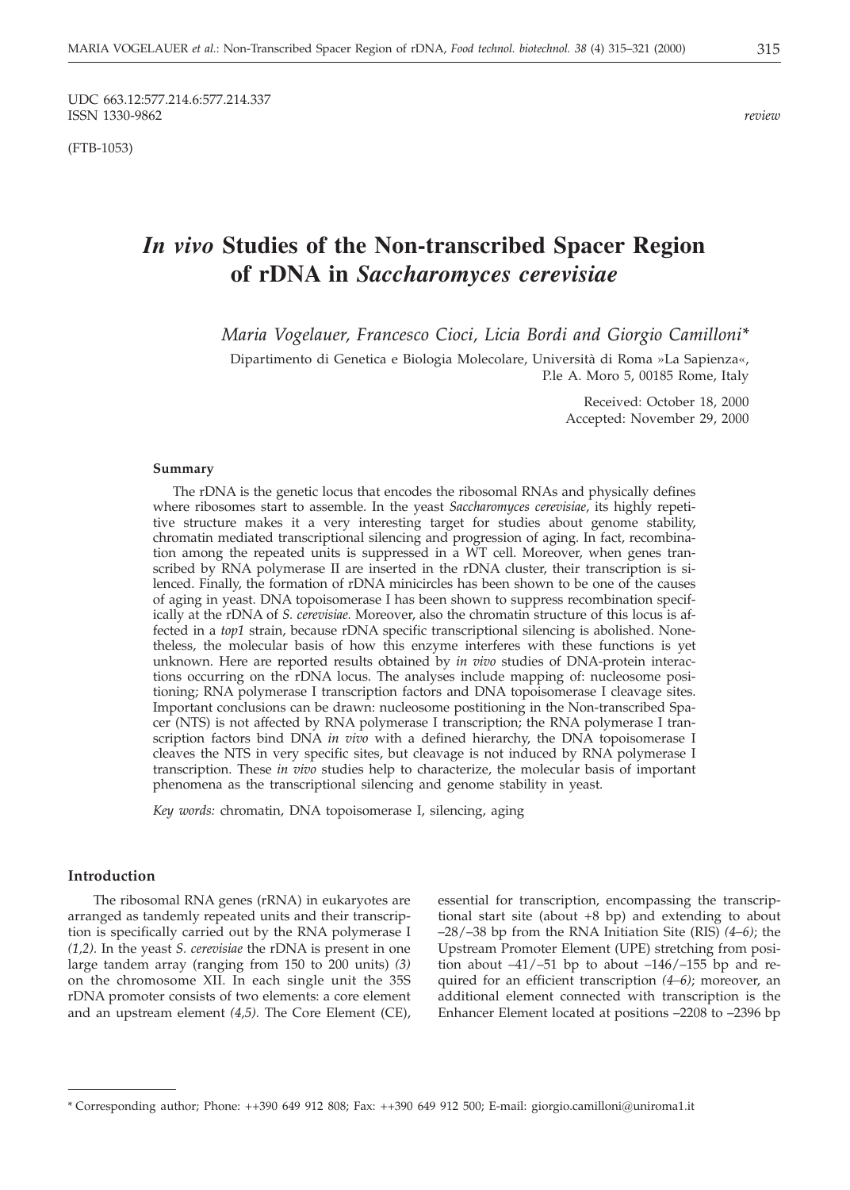UDC 663.12:577.214.6:577.214.337
ISSN 1330-9862

*review*

(FTB-1053)

# *In vivo* Studies of the Non-transcribed Spacer Region of rDNA in *Saccharomyces cerevisiae*

*Maria Vogelauer, Francesco Cioci, Licia Bordi and Giorgio Camilloni\**

Dipartimento di Genetica e Biologia Molecolare, Università di Roma »La Sapienza«, P.le A. Moro 5, 00185 Rome, Italy

Received: October 18, 2000
Accepted: November 29, 2000

#### Summary

The rDNA is the genetic locus that encodes the ribosomal RNAs and physically defines where ribosomes start to assemble. In the yeast *Saccharomyces cerevisiae*, its highly repetitive structure makes it a very interesting target for studies about genome stability, chromatin mediated transcriptional silencing and progression of aging. In fact, recombination among the repeated units is suppressed in a WT cell. Moreover, when genes transcribed by RNA polymerase II are inserted in the rDNA cluster, their transcription is silenced. Finally, the formation of rDNA minicircles has been shown to be one of the causes of aging in yeast. DNA topoisomerase I has been shown to suppress recombination specifically at the rDNA of *S. cerevisiae.* Moreover, also the chromatin structure of this locus is affected in a *top1* strain, because rDNA specific transcriptional silencing is abolished. Nonetheless, the molecular basis of how this enzyme interferes with these functions is yet unknown. Here are reported results obtained by *in vivo* studies of DNA-protein interactions occurring on the rDNA locus. The analyses include mapping of: nucleosome positioning; RNA polymerase I transcription factors and DNA topoisomerase I cleavage sites. Important conclusions can be drawn: nucleosome postitioning in the Non-transcribed Spacer (NTS) is not affected by RNA polymerase I transcription; the RNA polymerase I transcription factors bind DNA *in vivo* with a defined hierarchy, the DNA topoisomerase I cleaves the NTS in very specific sites, but cleavage is not induced by RNA polymerase I transcription. These *in vivo* studies help to characterize, the molecular basis of important phenomena as the transcriptional silencing and genome stability in yeast.

*Key words:* chromatin, DNA topoisomerase I, silencing, aging

#### Introduction

The ribosomal RNA genes (rRNA) in eukaryotes are arranged as tandemly repeated units and their transcription is specifically carried out by the RNA polymerase I *(1,2).* In the yeast *S. cerevisiae* the rDNA is present in one large tandem array (ranging from 150 to 200 units) *(3)* on the chromosome XII. In each single unit the 35S rDNA promoter consists of two elements: a core element and an upstream element *(4,5).* The Core Element (CE), essential for transcription, encompassing the transcriptional start site (about +8 bp) and extending to about –28/–38 bp from the RNA Initiation Site (RIS) *(4–6)*; the Upstream Promoter Element (UPE) stretching from position about –41/–51 bp to about –146/–155 bp and required for an efficient transcription *(4–6)*; moreover, an additional element connected with transcription is the Enhancer Element located at positions –2208 to –2396 bp

\* Corresponding author; Phone: ++390 649 912 808; Fax: ++390 649 912 500; E-mail: giorgio.camilloni@uniroma1.it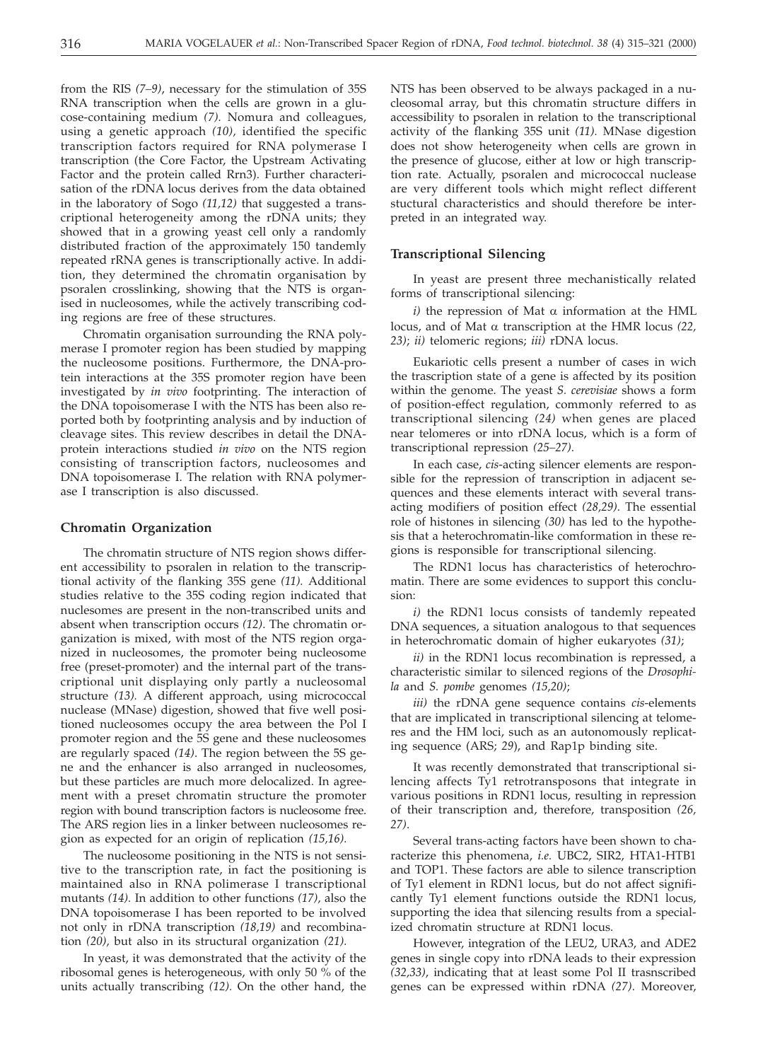from the RIS *(7–9)*, necessary for the stimulation of 35S RNA transcription when the cells are grown in a glucose-containing medium *(7)*. Nomura and colleagues, using a genetic approach *(10)*, identified the specific transcription factors required for RNA polymerase I transcription (the Core Factor, the Upstream Activating Factor and the protein called Rrn3). Further characterisation of the rDNA locus derives from the data obtained in the laboratory of Sogo *(11,12)* that suggested a transcriptional heterogeneity among the rDNA units; they showed that in a growing yeast cell only a randomly distributed fraction of the approximately 150 tandemly repeated rRNA genes is transcriptionally active. In addition, they determined the chromatin organisation by psoralen crosslinking, showing that the NTS is organised in nucleosomes, while the actively transcribing coding regions are free of these structures.

Chromatin organisation surrounding the RNA polymerase I promoter region has been studied by mapping the nucleosome positions. Furthermore, the DNA-protein interactions at the 35S promoter region have been investigated by *in vivo* footprinting. The interaction of the DNA topoisomerase I with the NTS has been also reported both by footprinting analysis and by induction of cleavage sites. This review describes in detail the DNA-protein interactions studied *in vivo* on the NTS region consisting of transcription factors, nucleosomes and DNA topoisomerase I. The relation with RNA polymerase I transcription is also discussed.

## Chromatin Organization

The chromatin structure of NTS region shows different accessibility to psoralen in relation to the transcriptional activity of the flanking 35S gene *(11)*. Additional studies relative to the 35S coding region indicated that nucleosomes are present in the non-transcribed units and absent when transcription occurs *(12)*. The chromatin organization is mixed, with most of the NTS region organized in nucleosomes, the promoter being nucleosome free (preset-promoter) and the internal part of the transcriptional unit displaying only partly a nucleosomal structure *(13)*. A different approach, using micrococcal nuclease (MNase) digestion, showed that five well positioned nucleosomes occupy the area between the Pol I promoter region and the 5S gene and these nucleosomes are regularly spaced *(14)*. The region between the 5S gene and the enhancer is also arranged in nucleosomes, but these particles are much more delocalized. In agreement with a preset chromatin structure the promoter region with bound transcription factors is nucleosome free. The ARS region lies in a linker between nucleosomes region as expected for an origin of replication *(15,16)*.

The nucleosome positioning in the NTS is not sensitive to the transcription rate, in fact the positioning is maintained also in RNA polimerase I transcriptional mutants *(14)*. In addition to other functions *(17)*, also the DNA topoisomerase I has been reported to be involved not only in rDNA transcription *(18,19)* and recombination *(20)*, but also in its structural organization *(21)*.

In yeast, it was demonstrated that the activity of the ribosomal genes is heterogeneous, with only 50 % of the units actually transcribing *(12)*. On the other hand, the NTS has been observed to be always packaged in a nucleosomal array, but this chromatin structure differs in accessibility to psoralen in relation to the transcriptional activity of the flanking 35S unit *(11)*. MNase digestion does not show heterogeneity when cells are grown in the presence of glucose, either at low or high transcription rate. Actually, psoralen and micrococcal nuclease are very different tools which might reflect different stuctural characteristics and should therefore be interpreted in an integrated way.

## Transcriptional Silencing

In yeast are present three mechanistically related forms of transcriptional silencing:

*i)* the repression of Mat α information at the HML locus, and of Mat α transcription at the HMR locus *(22, 23)*; *ii)* telomeric regions; *iii)* rDNA locus.

Eukariotic cells present a number of cases in wich the trascription state of a gene is affected by its position within the genome. The yeast *S. cerevisiae* shows a form of position-effect regulation, commonly referred to as transcriptional silencing *(24)* when genes are placed near telomeres or into rDNA locus, which is a form of transcriptional repression *(25–27)*.

In each case, *cis*-acting silencer elements are responsible for the repression of transcription in adjacent sequences and these elements interact with several trans-acting modifiers of position effect *(28,29)*. The essential role of histones in silencing *(30)* has led to the hypothesis that a heterochromatin-like comformation in these regions is responsible for transcriptional silencing.

The RDN1 locus has characteristics of heterochromatin. There are some evidences to support this conclusion:

*i)* the RDN1 locus consists of tandemly repeated DNA sequences, a situation analogous to that sequences in heterochromatic domain of higher eukaryotes *(31)*;

*ii)* in the RDN1 locus recombination is repressed, a characteristic similar to silenced regions of the *Drosophila* and *S. pombe* genomes *(15,20)*;

*iii)* the rDNA gene sequence contains *cis*-elements that are implicated in transcriptional silencing at telomeres and the HM loci, such as an autonomously replicating sequence (ARS; *29*), and Rap1p binding site.

It was recently demonstrated that transcriptional silencing affects Ty1 retrotransposons that integrate in various positions in RDN1 locus, resulting in repression of their transcription and, therefore, transposition *(26, 27)*.

Several trans-acting factors have been shown to characterize this phenomena, *i.e.* UBC2, SIR2, HTA1-HTB1 and TOP1. These factors are able to silence transcription of Ty1 element in RDN1 locus, but do not affect significantly Ty1 element functions outside the RDN1 locus, supporting the idea that silencing results from a specialized chromatin structure at RDN1 locus.

However, integration of the LEU2, URA3, and ADE2 genes in single copy into rDNA leads to their expression *(32,33)*, indicating that at least some Pol II trasnscribed genes can be expressed within rDNA *(27)*. Moreover,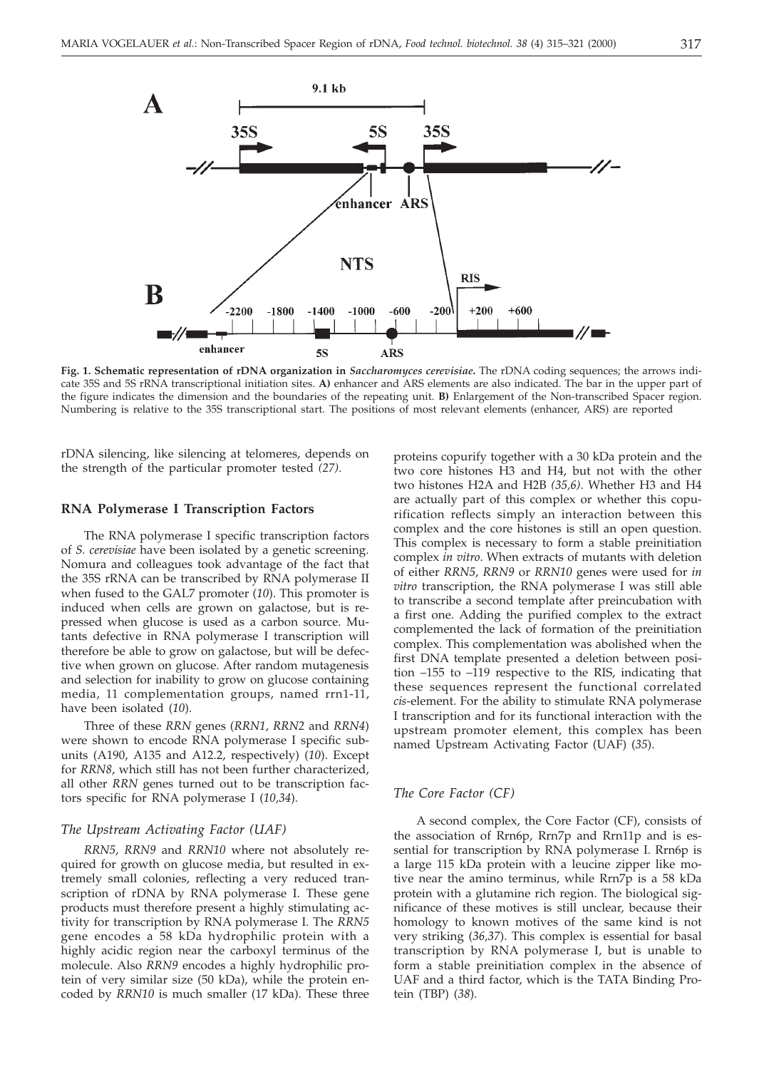**Fig. 1. Schematic representation of rDNA organization in *Saccharomyces cerevisiae*.** The rDNA coding sequences; the arrows indicate 35S and 5S rRNA transcriptional initiation sites. **A)** enhancer and ARS elements are also indicated. The bar in the upper part of the figure indicates the dimension and the boundaries of the repeating unit. **B)** Enlargement of the Non-transcribed Spacer region. Numbering is relative to the 35S transcriptional start. The positions of most relevant elements (enhancer, ARS) are reported

rDNA silencing, like silencing at telomeres, depends on the strength of the particular promoter tested *(27)*.

## RNA Polymerase I Transcription Factors

The RNA polymerase I specific transcription factors of *S. cerevisiae* have been isolated by a genetic screening. Nomura and colleagues took advantage of the fact that the 35S rRNA can be transcribed by RNA polymerase II when fused to the GAL7 promoter (*10*). This promoter is induced when cells are grown on galactose, but is repressed when glucose is used as a carbon source. Mutants defective in RNA polymerase I transcription will therefore be able to grow on galactose, but will be defective when grown on glucose. After random mutagenesis and selection for inability to grow on glucose containing media, 11 complementation groups, named rrn1-11, have been isolated (*10*).

Three of these *RRN* genes (*RRN1*, *RRN2* and *RRN4*) were shown to encode RNA polymerase I specific subunits (A190, A135 and A12.2, respectively) (*10*). Except for *RRN8*, which still has not been further characterized, all other *RRN* genes turned out to be transcription factors specific for RNA polymerase I (*10,34*).

### *The Upstream Activating Factor (UAF)*

*RRN5*, *RRN9* and *RRN10* where not absolutely required for growth on glucose media, but resulted in extremely small colonies, reflecting a very reduced transcription of rDNA by RNA polymerase I. These gene products must therefore present a highly stimulating activity for transcription by RNA polymerase I. The *RRN5* gene encodes a 58 kDa hydrophilic protein with a highly acidic region near the carboxyl terminus of the molecule. Also *RRN9* encodes a highly hydrophilic protein of very similar size (50 kDa), while the protein encoded by *RRN10* is much smaller (17 kDa). These three proteins copurify together with a 30 kDa protein and the two core histones H3 and H4, but not with the other two histones H2A and H2B *(35,6)*. Whether H3 and H4 are actually part of this complex or whether this copurification reflects simply an interaction between this complex and the core histones is still an open question. This complex is necessary to form a stable preinitiation complex *in vitro*. When extracts of mutants with deletion of either *RRN5*, *RRN9* or *RRN10* genes were used for *in vitro* transcription, the RNA polymerase I was still able to transcribe a second template after preincubation with a first one. Adding the purified complex to the extract complemented the lack of formation of the preinitiation complex. This complementation was abolished when the first DNA template presented a deletion between position –155 to –119 respective to the RIS, indicating that these sequences represent the functional correlated *cis*-element. For the ability to stimulate RNA polymerase I transcription and for its functional interaction with the upstream promoter element, this complex has been named Upstream Activating Factor (UAF) (*35*).

### *The Core Factor (CF)*

A second complex, the Core Factor (CF), consists of the association of Rrn6p, Rrn7p and Rrn11p and is essential for transcription by RNA polymerase I. Rrn6p is a large 115 kDa protein with a leucine zipper like motive near the amino terminus, while Rrn7p is a 58 kDa protein with a glutamine rich region. The biological significance of these motives is still unclear, because their homology to known motives of the same kind is not very striking (*36,37*). This complex is essential for basal transcription by RNA polymerase I, but is unable to form a stable preinitiation complex in the absence of UAF and a third factor, which is the TATA Binding Protein (TBP) (*38*).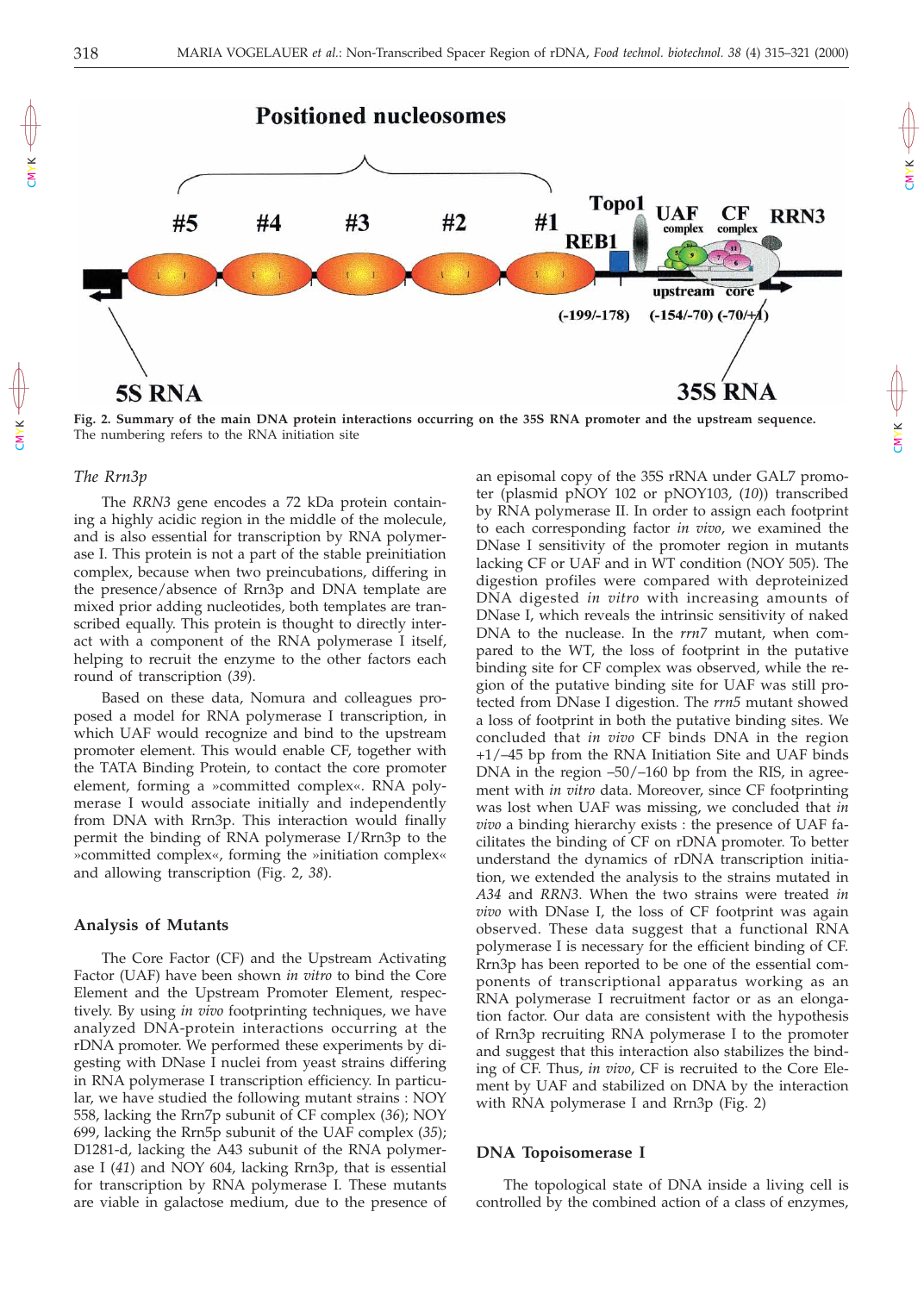Fig. 2. Summary of the main DNA protein interactions occurring on the 35S RNA promoter and the upstream sequence. The numbering refers to the RNA initiation site

### *The Rrn3p*

The *RRN3* gene encodes a 72 kDa protein containing a highly acidic region in the middle of the molecule, and is also essential for transcription by RNA polymerase I. This protein is not a part of the stable preinitiation complex, because when two preincubations, differing in the presence/absence of Rrn3p and DNA template are mixed prior adding nucleotides, both templates are transcribed equally. This protein is thought to directly interact with a component of the RNA polymerase I itself, helping to recruit the enzyme to the other factors each round of transcription (*39*).

Based on these data, Nomura and colleagues proposed a model for RNA polymerase I transcription, in which UAF would recognize and bind to the upstream promoter element. This would enable CF, together with the TATA Binding Protein, to contact the core promoter element, forming a »committed complex«. RNA polymerase I would associate initially and independently from DNA with Rrn3p. This interaction would finally permit the binding of RNA polymerase I/Rrn3p to the »committed complex«, forming the »initiation complex« and allowing transcription (Fig. 2, *38*).

## Analysis of Mutants

The Core Factor (CF) and the Upstream Activating Factor (UAF) have been shown *in vitro* to bind the Core Element and the Upstream Promoter Element, respectively. By using *in vivo* footprinting techniques, we have analyzed DNA-protein interactions occurring at the rDNA promoter. We performed these experiments by digesting with DNase I nuclei from yeast strains differing in RNA polymerase I transcription efficiency. In particular, we have studied the following mutant strains : NOY 558, lacking the Rrn7p subunit of CF complex (*36*); NOY 699, lacking the Rrn5p subunit of the UAF complex (*35*); D1281-d, lacking the A43 subunit of the RNA polymerase I (*41*) and NOY 604, lacking Rrn3p, that is essential for transcription by RNA polymerase I. These mutants are viable in galactose medium, due to the presence of an episomal copy of the 35S rRNA under GAL7 promoter (plasmid pNOY 102 or pNOY103, (*10*)) transcribed by RNA polymerase II. In order to assign each footprint to each corresponding factor *in vivo*, we examined the DNase I sensitivity of the promoter region in mutants lacking CF or UAF and in WT condition (NOY 505). The digestion profiles were compared with deproteinized DNA digested *in vitro* with increasing amounts of DNase I, which reveals the intrinsic sensitivity of naked DNA to the nuclease. In the *rrn7* mutant, when compared to the WT, the loss of footprint in the putative binding site for CF complex was observed, while the region of the putative binding site for UAF was still protected from DNase I digestion. The *rrn5* mutant showed a loss of footprint in both the putative binding sites. We concluded that *in vivo* CF binds DNA in the region +1/–45 bp from the RNA Initiation Site and UAF binds DNA in the region –50/–160 bp from the RIS, in agreement with *in vitro* data. Moreover, since CF footprinting was lost when UAF was missing, we concluded that *in vivo* a binding hierarchy exists : the presence of UAF facilitates the binding of CF on rDNA promoter. To better understand the dynamics of rDNA transcription initiation, we extended the analysis to the strains mutated in *A34* and *RRN3*. When the two strains were treated *in vivo* with DNase I, the loss of CF footprint was again observed. These data suggest that a functional RNA polymerase I is necessary for the efficient binding of CF. Rrn3p has been reported to be one of the essential components of transcriptional apparatus working as an RNA polymerase I recruitment factor or as an elongation factor. Our data are consistent with the hypothesis of Rrn3p recruiting RNA polymerase I to the promoter and suggest that this interaction also stabilizes the binding of CF. Thus, *in vivo*, CF is recruited to the Core Element by UAF and stabilized on DNA by the interaction with RNA polymerase I and Rrn3p (Fig. 2)

## DNA Topoisomerase I

The topological state of DNA inside a living cell is controlled by the combined action of a class of enzymes,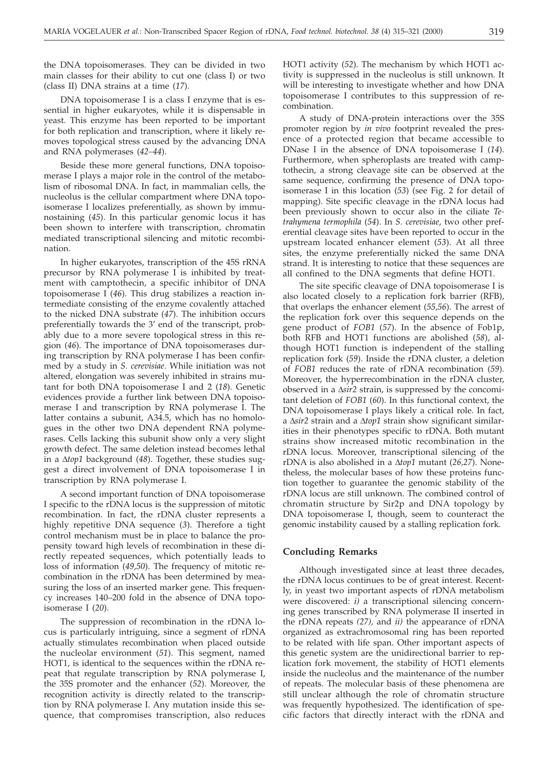the DNA topoisomerases. They can be divided in two main classes for their ability to cut one (class I) or two (class II) DNA strains at a time (*17*).

DNA topoisomerase I is a class I enzyme that is essential in higher eukaryotes, while it is dispensable in yeast. This enzyme has been reported to be important for both replication and transcription, where it likely removes topological stress caused by the advancing DNA and RNA polymerases (*42–44*).

Beside these more general functions, DNA topoisomerase I plays a major role in the control of the metabolism of ribosomal DNA. In fact, in mammalian cells, the nucleolus is the cellular compartment where DNA topoisomerase I localizes preferentially, as shown by immunostaining (*45*). In this particular genomic locus it has been shown to interfere with transcription, chromatin mediated transcriptional silencing and mitotic recombination.

In higher eukaryotes, transcription of the 45S rRNA precursor by RNA polymerase I is inhibited by treatment with camptothecin, a specific inhibitor of DNA topoisomerase I (*46*). This drug stabilizes a reaction intermediate consisting of the enzyme covalently attached to the nicked DNA substrate (*47*). The inhibition occurs preferentially towards the 3' end of the transcript, probably due to a more severe topological stress in this region (*46*). The importance of DNA topoisomerases during transcription by RNA polymerase I has been confirmed by a study in *S. cerevisiae*. While initiation was not altered, elongation was severely inhibited in strains mutant for both DNA topoisomerase I and 2 (*18*). Genetic evidences provide a further link between DNA topoisomerase I and transcription by RNA polymerase I. The latter contains a subunit, A34.5, which has no homologues in the other two DNA dependent RNA polymerases. Cells lacking this subunit show only a very slight growth defect. The same deletion instead becomes lethal in a Δ*top1* background (*48*). Together, these studies suggest a direct involvement of DNA topoisomerase I in transcription by RNA polymerase I.

A second important function of DNA topoisomerase I specific to the rDNA locus is the suppression of mitotic recombination. In fact, the rDNA cluster represents a highly repetitive DNA sequence (*3*). Therefore a tight control mechanism must be in place to balance the propensity toward high levels of recombination in these directly repeated sequences, which potentially leads to loss of information (*49,50*). The frequency of mitotic recombination in the rDNA has been determined by measuring the loss of an inserted marker gene. This frequency increases 140–200 fold in the absence of DNA topoisomerase I (*20*).

The suppression of recombination in the rDNA locus is particularly intriguing, since a segment of rDNA actually stimulates recombination when placed outside the nucleolar environment (*51*). This segment, named HOT1, is identical to the sequences within the rDNA repeat that regulate transcription by RNA polymerase I, the 35S promoter and the enhancer (*52*). Moreover, the recognition activity is directly related to the transcription by RNA polymerase I. Any mutation inside this sequence, that compromises transcription, also reduces HOT1 activity (*52*). The mechanism by which HOT1 activity is suppressed in the nucleolus is still unknown. It will be interesting to investigate whether and how DNA topoisomerase I contributes to this suppression of recombination.

A study of DNA-protein interactions over the 35S promoter region by *in vivo* footprint revealed the presence of a protected region that became accessible to DNase I in the absence of DNA topoisomerase I (*14*). Furthermore, when spheroplasts are treated with camptothecin, a strong cleavage site can be observed at the same sequence, confirming the presence of DNA topoisomerase I in this location (*53*) (see Fig. 2 for detail of mapping). Site specific cleavage in the rDNA locus had been previously shown to occur also in the ciliate *Tetrahymena termophila* (*54*). In *S. cerevisiae*, two other preferential cleavage sites have been reported to occur in the upstream located enhancer element (*53*). At all three sites, the enzyme preferentially nicked the same DNA strand. It is interesting to notice that these sequences are all confined to the DNA segments that define HOT1.

The site specific cleavage of DNA topoisomerase I is also located closely to a replication fork barrier (RFB), that overlaps the enhancer element (*55,56*). The arrest of the replication fork over this sequence depends on the gene product of *FOB1* (*57*). In the absence of Fob1p, both RFB and HOT1 functions are abolished (*58*), although HOT1 function is independent of the stalling replication fork (*59*). Inside the rDNA cluster, a deletion of *FOB1* reduces the rate of rDNA recombination (*59*). Moreover, the hyperrecombination in the rDNA cluster, observed in a Δ*sir2* strain, is suppressed by the concomitant deletion of *FOB1* (*60*). In this functional context, the DNA topoisomerase I plays likely a critical role. In fact, a Δ*sir2* strain and a Δ*top1* strain show significant similarities in their phenotypes specific to rDNA. Both mutant strains show increased mitotic recombination in the rDNA locus. Moreover, transcriptional silencing of the rDNA is also abolished in a Δ*top1* mutant (*26,27*). Nonetheless, the molecular bases of how these proteins function together to guarantee the genomic stability of the rDNA locus are still unknown. The combined control of chromatin structure by Sir2p and DNA topology by DNA topoisomerase I, though, seem to counteract the genomic instability caused by a stalling replication fork.

## Concluding Remarks

Although investigated since at least three decades, the rDNA locus continues to be of great interest. Recently, in yeast two important aspects of rDNA metabolism were discovered: *i)* a transcriptional silencing concerning genes transcribed by RNA polymerase II inserted in the rDNA repeats *(27)*, and *ii)* the appearance of rDNA organized as extrachromosomal ring has been reported to be related with life span. Other important aspects of this genetic system are the unidirectional barrier to replication fork movement, the stability of HOT1 elements inside the nucleolus and the maintenance of the number of repeats. The molecular basis of these phenomena are still unclear although the role of chromatin structure was frequently hypothesized. The identification of specific factors that directly interact with the rDNA and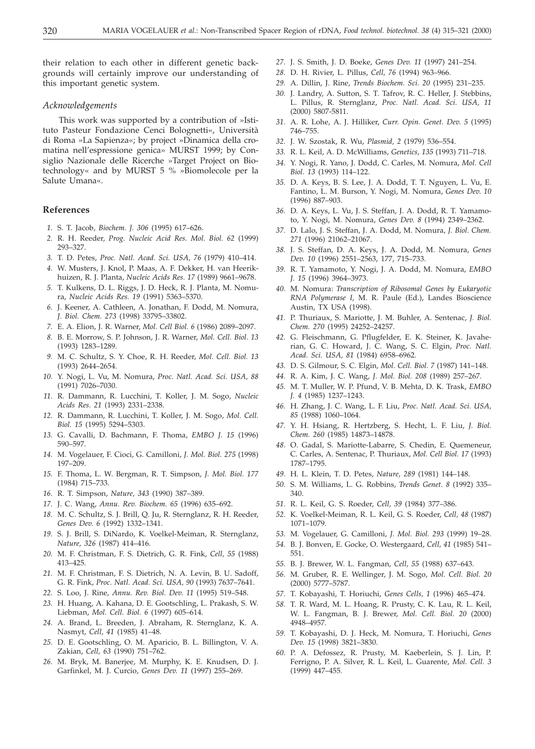their relation to each other in different genetic backgrounds will certainly improve our understanding of this important genetic system.

### *Acknowledgements*

This work was supported by a contribution of »Istituto Pasteur Fondazione Cenci Bolognetti«, Università di Roma »La Sapienza«; by project »Dinamica della cromatina nell'espressione genica» MURST 1999; by Consiglio Nazionale delle Ricerche »Target Project on Biotechnology« and by MURST 5 % »Biomolecole per la Salute Umana«.

## References

1. S. T. Jacob, *Biochem. J. 306* (1995) 617–626.
2. R. H. Reeder, *Prog. Nucleic Acid Res. Mol. Biol. 62* (1999) 293–327.
3. T. D. Petes, *Proc. Natl. Acad. Sci. USA, 76* (1979) 410–414.
4. W. Musters, J. Knol, P. Maas, A. F. Dekker, H. van Heerikhuizen, R. J. Planta, *Nucleic Acids Res. 17* (1989) 9661–9678.
5. T. Kulkens, D. L. Riggs, J. D. Heck, R. J. Planta, M. Nomura, *Nucleic Acids Res. 19* (1991) 5363–5370.
6. J. Keener, A. Cathleen, A. Jonathan, F. Dodd, M. Nomura, *J. Biol. Chem. 273* (1998) 33795–33802.
7. E. A. Elion, J. R. Warner, *Mol. Cell Biol. 6* (1986) 2089–2097.
8. B. E. Morrow, S. P. Johnson, J. R. Warner, *Mol. Cell. Biol. 13* (1993) 1283–1289.
9. M. C. Schultz, S. Y. Choe, R. H. Reeder, *Mol. Cell. Biol. 13* (1993) 2644–2654.
10. Y. Nogi, L. Vu, M. Nomura, *Proc. Natl. Acad. Sci. USA, 88* (1991) 7026–7030.
11. R. Dammann, R. Lucchini, T. Koller, J. M. Sogo, *Nucleic Acids Res. 21* (1993) 2331–2338.
12. R. Dammann, R. Lucchini, T. Koller, J. M. Sogo, *Mol. Cell. Biol. 15* (1995) 5294–5303.
13. G. Cavalli, D. Bachmann, F. Thoma, *EMBO J. 15* (1996) 590–597.
14. M. Vogelauer, F. Cioci, G. Camilloni, *J. Mol. Biol. 275* (1998) 197–209.
15. F. Thoma, L. W. Bergman, R. T. Simpson, *J. Mol. Biol. 177* (1984) 715–733.
16. R. T. Simpson, *Nature, 343* (1990) 387–389.
17. J. C. Wang, *Annu. Rev. Biochem. 65* (1996) 635–692.
18. M. C. Schultz, S. J. Brill, Q. Ju, R. Sternglanz, R. H. Reeder, *Genes Dev. 6* (1992) 1332–1341.
19. S. J. Brill, S. DiNardo, K. Voelkel-Meiman, R. Sternglanz, *Nature, 326* (1987) 414–416.
20. M. F. Christman, F. S. Dietrich, G. R. Fink, *Cell, 55* (1988) 413–425.
21. M. F. Christman, F. S. Dietrich, N. A. Levin, B. U. Sadoff, G. R. Fink, *Proc. Natl. Acad. Sci. USA, 90* (1993) 7637–7641.
22. S. Loo, J. Rine, *Annu. Rev. Biol. Dev. 11* (1995) 519–548.
23. H. Huang, A. Kahana, D. E. Gootschling, L. Prakash, S. W. Liebman, *Mol. Cell. Biol. 6* (1997) 605–614.
24. A. Brand, L. Breeden, J. Abraham, R. Sternglanz, K. A. Nasmyt, *Cell, 41* (1985) 41–48.
25. D. E. Gootschling, O. M. Aparicio, B. L. Billington, V. A. Zakian, *Cell, 63* (1990) 751–762.
26. M. Bryk, M. Banerjee, M. Murphy, K. E. Knudsen, D. J. Garfinkel, M. J. Curcio, *Genes Dev. 11* (1997) 255–269.
27. J. S. Smith, J. D. Boeke, *Genes Dev. 11* (1997) 241–254.
28. D. H. Rivier, L. Pillus, *Cell, 76* (1994) 963–966.
29. A. Dillin, J. Rine, *Trends Biochem. Sci. 20* (1995) 231–235.
30. J. Landry, A. Sutton, S. T. Tafrov, R. C. Heller, J. Stebbins, L. Pillus, R. Sternglanz, *Proc. Natl. Acad. Sci. USA, 11* (2000) 5807-5811.
31. A. R. Lohe, A. J. Hilliker, *Curr. Opin. Genet. Dev. 5* (1995) 746–755.
32. J. W. Szostak, R. Wu, *Plasmid, 2* (1979) 536–554.
33. R. L. Keil, A. D. McWilliams, *Genetics, 135* (1993) 711–718.
34. Y. Nogi, R. Yano, J. Dodd, C. Carles, M. Nomura, *Mol. Cell Biol. 13* (1993) 114–122.
35. D. A. Keys, B. S. Lee, J. A. Dodd, T. T. Nguyen, L. Vu, E. Fantino, L. M. Burson, Y. Nogi, M. Nomura, *Genes Dev. 10* (1996) 887–903.
36. D. A. Keys, L. Vu, J. S. Steffan, J. A. Dodd, R. T. Yamamoto, Y. Nogi, M. Nomura, *Genes Dev. 8* (1994) 2349–2362.
37. D. Lalo, J. S. Steffan, J. A. Dodd, M. Nomura, *J. Biol. Chem. 271* (1996) 21062–21067.
38. J. S. Steffan, D. A. Keys, J. A. Dodd, M. Nomura, *Genes Dev. 10* (1996) 2551–2563, 177, 715–733.
39. R. T. Yamamoto, Y. Nogi, J. A. Dodd, M. Nomura, *EMBO J. 15* (1996) 3964–3973.
40. M. Nomura: *Transcription of Ribosomal Genes by Eukaryotic RNA Polymerase I*, M. R. Paule (Ed.), Landes Bioscience Austin, TX USA (1998).
41. P. Thuriaux, S. Mariotte, J. M. Buhler, A. Sentenac, *J. Biol. Chem. 270* (1995) 24252–24257.
42. G. Fleischmann, G. Pflugfelder, E. K. Steiner, K. Javaherian, G. C. Howard, J. C. Wang, S. C. Elgin, *Proc. Natl. Acad. Sci. USA, 81* (1984) 6958–6962.
43. D. S. Gilmour, S. C. Elgin, *Mol. Cell. Biol. 7* (1987) 141–148.
44. R. A. Kim, J. C. Wang, *J. Mol. Biol. 208* (1989) 257–267.
45. M. T. Muller, W. P. Pfund, V. B. Mehta, D. K. Trask, *EMBO J. 4* (1985) 1237–1243.
46. H. Zhang, J. C. Wang, L. F. Liu, *Proc. Natl. Acad. Sci. USA, 85* (1988) 1060–1064.
47. Y. H. Hsiang, R. Hertzberg, S. Hecht, L. F. Liu, *J. Biol. Chem. 260* (1985) 14873–14878.
48. O. Gadal, S. Mariotte-Labarre, S. Chedin, E. Quemeneur, C. Carles, A. Sentenac, P. Thuriaux, *Mol. Cell Biol. 17* (1993) 1787–1795.
49. H. L. Klein, T. D. Petes, *Nature, 289* (1981) 144–148.
50. S. M. Williams, L. G. Robbins, *Trends Genet. 8* (1992) 335–340.
51. R. L. Keil, G. S. Roeder, *Cell, 39* (1984) 377–386.
52. K. Voelkel-Meiman, R. L. Keil, G. S. Roeder, *Cell, 48* (1987) 1071–1079.
53. M. Vogelauer, G. Camilloni, *J. Mol. Biol. 293* (1999) 19–28.
54. B. J. Bonven, E. Gocke, O. Westergaard, *Cell, 41* (1985) 541–551.
55. B. J. Brewer, W. L. Fangman, *Cell, 55* (1988) 637–643.
56. M. Gruber, R. E. Wellinger, J. M. Sogo, *Mol. Cell. Biol. 20* (2000) 5777–5787.
57. T. Kobayashi, T. Horiuchi, *Genes Cells, 1* (1996) 465–474.
58. T. R. Ward, M. L. Hoang, R. Prusty, C. K. Lau, R. L. Keil, W. L. Fangman, B. J. Brewer, *Mol. Cell. Biol. 20* (2000) 4948–4957.
59. T. Kobayashi, D. J. Heck, M. Nomura, T. Horiuchi, *Genes Dev. 15* (1998) 3821–3830.
60. P. A. Defossez, R. Prusty, M. Kaeberlein, S. J. Lin, P. Ferrigno, P. A. Silver, R. L. Keil, L. Guarente, *Mol. Cell. 3* (1999) 447–455.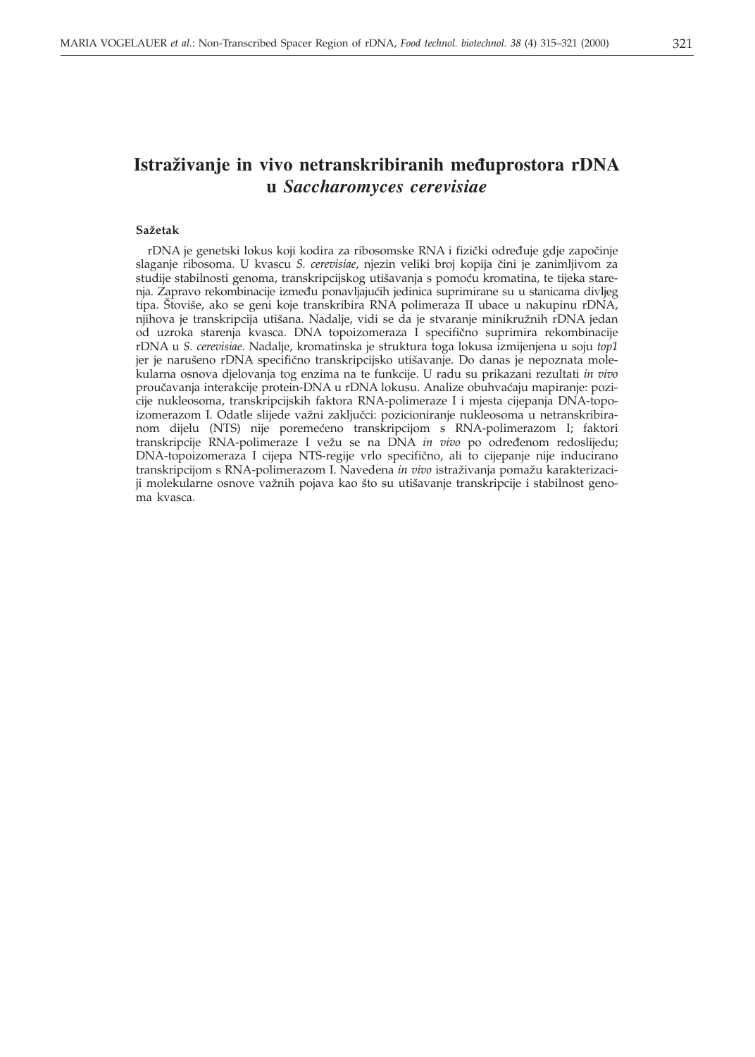# Istraživanje in vivo netranskribiranih međuprostora rDNA u *Saccharomyces cerevisiae*

### Sažetak

rDNA je genetski lokus koji kodira za ribosomske RNA i fizički određuje gdje započinje slaganje ribosoma. U kvascu *S. cerevisiae*, njezin veliki broj kopija čini je zanimljivom za studije stabilnosti genoma, transkripcijskog utišavanja s pomoću kromatina, te tijeka starenja. Zapravo rekombinacije između ponavljajućih jedinica suprimirane su u stanicama divljeg tipa. Štoviše, ako se geni koje transkribira RNA polimeraza II ubace u nakupinu rDNA, njihova je transkripcija utišana. Nadalje, vidi se da je stvaranje minikružnih rDNA jedan od uzroka starenja kvasca. DNA topoizomeraza I specifično suprimira rekombinacije rDNA u *S. cerevisiae*. Nadalje, kromatinska je struktura toga lokusa izmijenjena u soju *top1* jer je narušeno rDNA specifično transkripcijsko utišavanje. Do danas je nepoznata molekularna osnova djelovanja tog enzima na te funkcije. U radu su prikazani rezultati *in vivo* proučavanja interakcije protein-DNA u rDNA lokusu. Analize obuhvaćaju mapiranje: pozicije nukleosoma, transkripcijskih faktora RNA-polimeraze I i mjesta cijepanja DNA-topoizomerazom I. Odatle slijede važni zaključci: pozicioniranje nukleosoma u netranskribiranom dijelu (NTS) nije poremećeno transkripcijom s RNA-polimerazom I; faktori transkripcije RNA-polimeraze I vežu se na DNA *in vivo* po određenom redoslijedu; DNA-topoizomeraza I cijepa NTS-regije vrlo specifično, ali to cijepanje nije inducirano transkripcijom s RNA-polimerazom I. Navedena *in vivo* istraživanja pomažu karakterizaciji molekularne osnove važnih pojava kao što su utišavanje transkripcije i stabilnost genoma kvasca.